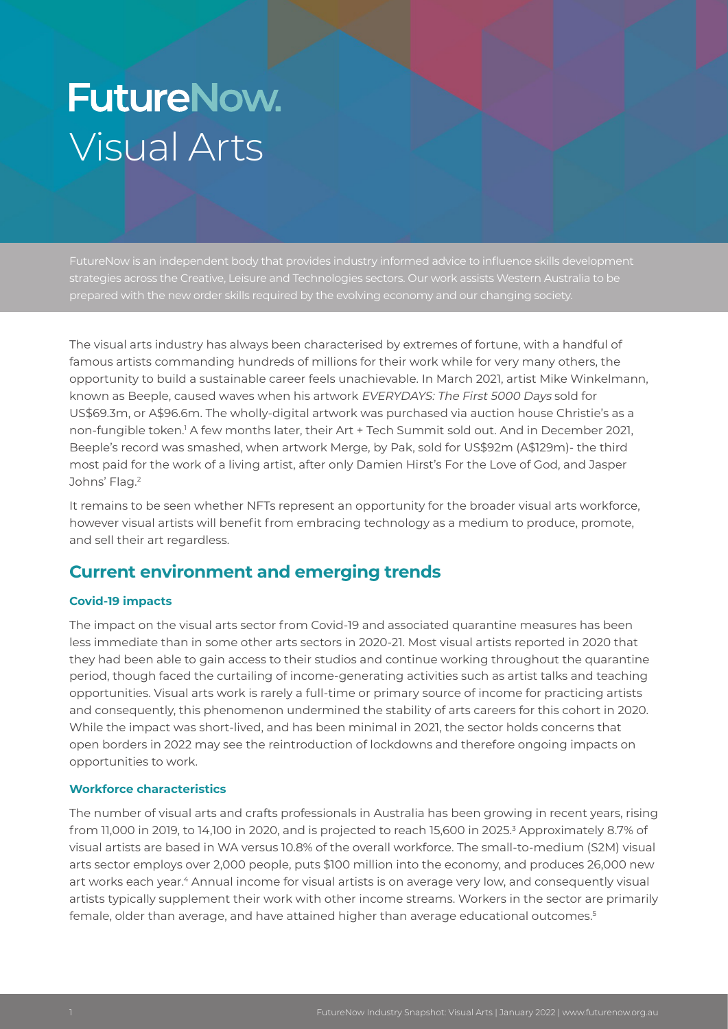# FutureNow. Visual Arts

FutureNow is an independent body that provides industry informed advice to influence skills development strategies across the Creative, Leisure and Technologies sectors. Our work assists Western Australia to be prepared with the new order skills required by the evolving economy and our changing society.

The visual arts industry has always been characterised by extremes of fortune, with a handful of famous artists commanding hundreds of millions for their work while for very many others, the opportunity to build a sustainable career feels unachievable. In March 2021, artist Mike Winkelmann, known as Beeple, caused waves when his artwork *EVERYDAYS: The First 5000 Days* sold for US$69.3m, or A$96.6m. The wholly-digital artwork was purchased via auction house Christie's as a non-fungible token.[1] A few months later, their Art + Tech Summit sold out. And in December 2021, Beeple's record was smashed, when artwork Merge, by Pak, sold for US$92m (A$129m)- the third most paid for the work of a living artist, after only Damien Hirst's For the Love of God, and Jasper Johns' Flag.[2]

It remains to be seen whether NFTs represent an opportunity for the broader visual arts workforce, however visual artists will benefit from embracing technology as a medium to produce, promote, and sell their art regardless.

## Current environment and emerging trends

### Covid-19 impacts

The impact on the visual arts sector from Covid-19 and associated quarantine measures has been less immediate than in some other arts sectors in 2020-21. Most visual artists reported in 2020 that they had been able to gain access to their studios and continue working throughout the quarantine period, though faced the curtailing of income-generating activities such as artist talks and teaching opportunities. Visual arts work is rarely a full-time or primary source of income for practicing artists and consequently, this phenomenon undermined the stability of arts careers for this cohort in 2020. While the impact was short-lived, and has been minimal in 2021, the sector holds concerns that open borders in 2022 may see the reintroduction of lockdowns and therefore ongoing impacts on opportunities to work.

### Workforce characteristics

The number of visual arts and crafts professionals in Australia has been growing in recent years, rising from 11,000 in 2019, to 14,100 in 2020, and is projected to reach 15,600 in 2025.[3] Approximately 8.7% of visual artists are based in WA versus 10.8% of the overall workforce. The small-to-medium (S2M) visual arts sector employs over 2,000 people, puts $100 million into the economy, and produces 26,000 new art works each year.[4] Annual income for visual artists is on average very low, and consequently visual artists typically supplement their work with other income streams. Workers in the sector are primarily female, older than average, and have attained higher than average educational outcomes.[5]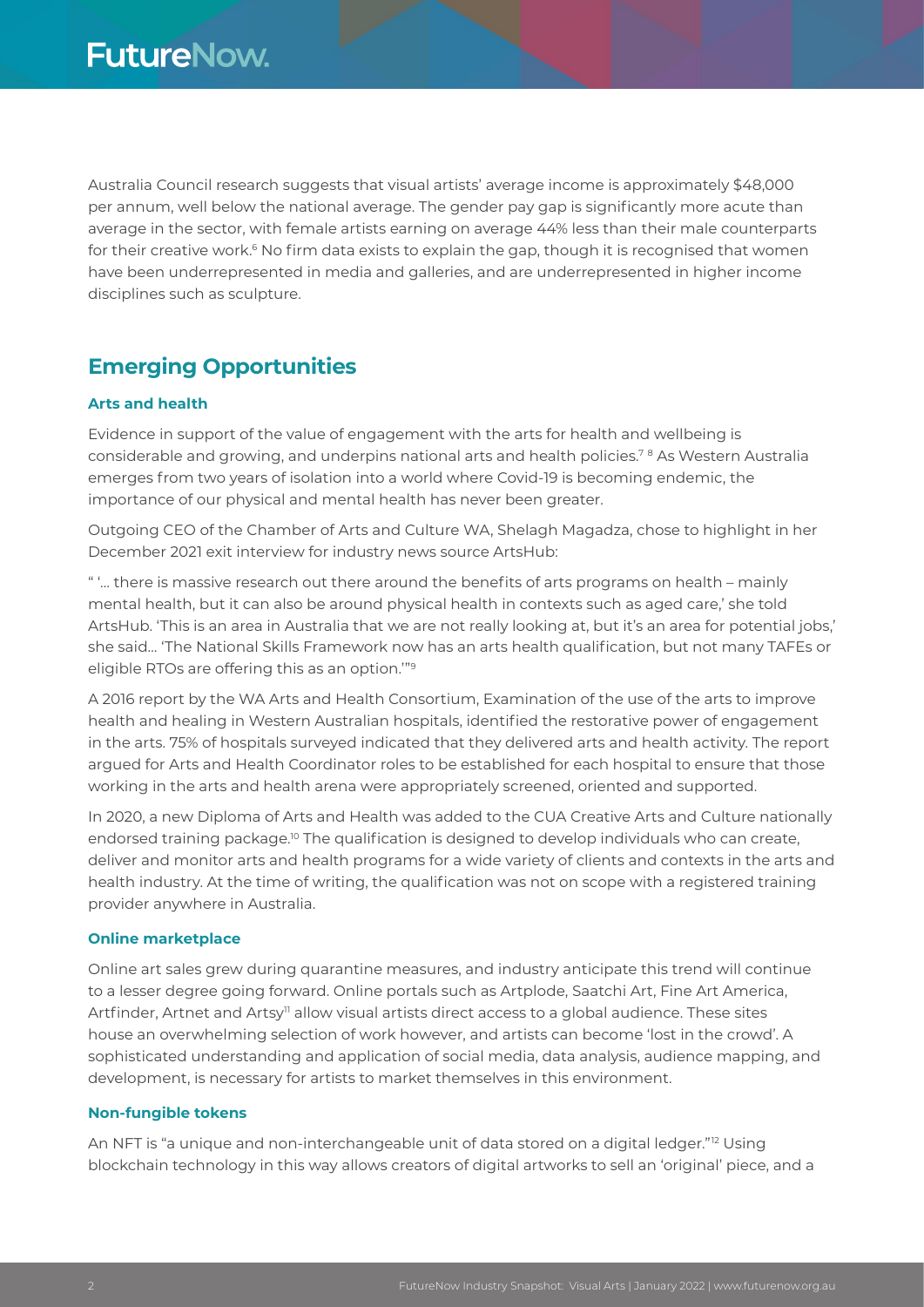Australia Council research suggests that visual artists' average income is approximately $48,000 per annum, well below the national average. The gender pay gap is significantly more acute than average in the sector, with female artists earning on average 44% less than their male counterparts for their creative work.[6] No firm data exists to explain the gap, though it is recognised that women have been underrepresented in media and galleries, and are underrepresented in higher income disciplines such as sculpture.

## Emerging Opportunities

### Arts and health

Evidence in support of the value of engagement with the arts for health and wellbeing is considerable and growing, and underpins national arts and health policies.[7] [8] As Western Australia emerges from two years of isolation into a world where Covid-19 is becoming endemic, the importance of our physical and mental health has never been greater.

Outgoing CEO of the Chamber of Arts and Culture WA, Shelagh Magadza, chose to highlight in her December 2021 exit interview for industry news source ArtsHub:

" '... there is massive research out there around the benefits of arts programs on health – mainly mental health, but it can also be around physical health in contexts such as aged care,' she told ArtsHub. 'This is an area in Australia that we are not really looking at, but it's an area for potential jobs,' she said… 'The National Skills Framework now has an arts health qualification, but not many TAFEs or eligible RTOs are offering this as an option.'"[9]

A 2016 report by the WA Arts and Health Consortium, Examination of the use of the arts to improve health and healing in Western Australian hospitals, identified the restorative power of engagement in the arts. 75% of hospitals surveyed indicated that they delivered arts and health activity. The report argued for Arts and Health Coordinator roles to be established for each hospital to ensure that those working in the arts and health arena were appropriately screened, oriented and supported.

In 2020, a new Diploma of Arts and Health was added to the CUA Creative Arts and Culture nationally endorsed training package.[10] The qualification is designed to develop individuals who can create, deliver and monitor arts and health programs for a wide variety of clients and contexts in the arts and health industry. At the time of writing, the qualification was not on scope with a registered training provider anywhere in Australia.

### Online marketplace

Online art sales grew during quarantine measures, and industry anticipate this trend will continue to a lesser degree going forward. Online portals such as Artplode, Saatchi Art, Fine Art America, Artfinder, Artnet and Artsy[11] allow visual artists direct access to a global audience. These sites house an overwhelming selection of work however, and artists can become 'lost in the crowd'. A sophisticated understanding and application of social media, data analysis, audience mapping, and development, is necessary for artists to market themselves in this environment.

### Non-fungible tokens

An NFT is "a unique and non-interchangeable unit of data stored on a digital ledger."[12] Using blockchain technology in this way allows creators of digital artworks to sell an 'original' piece, and a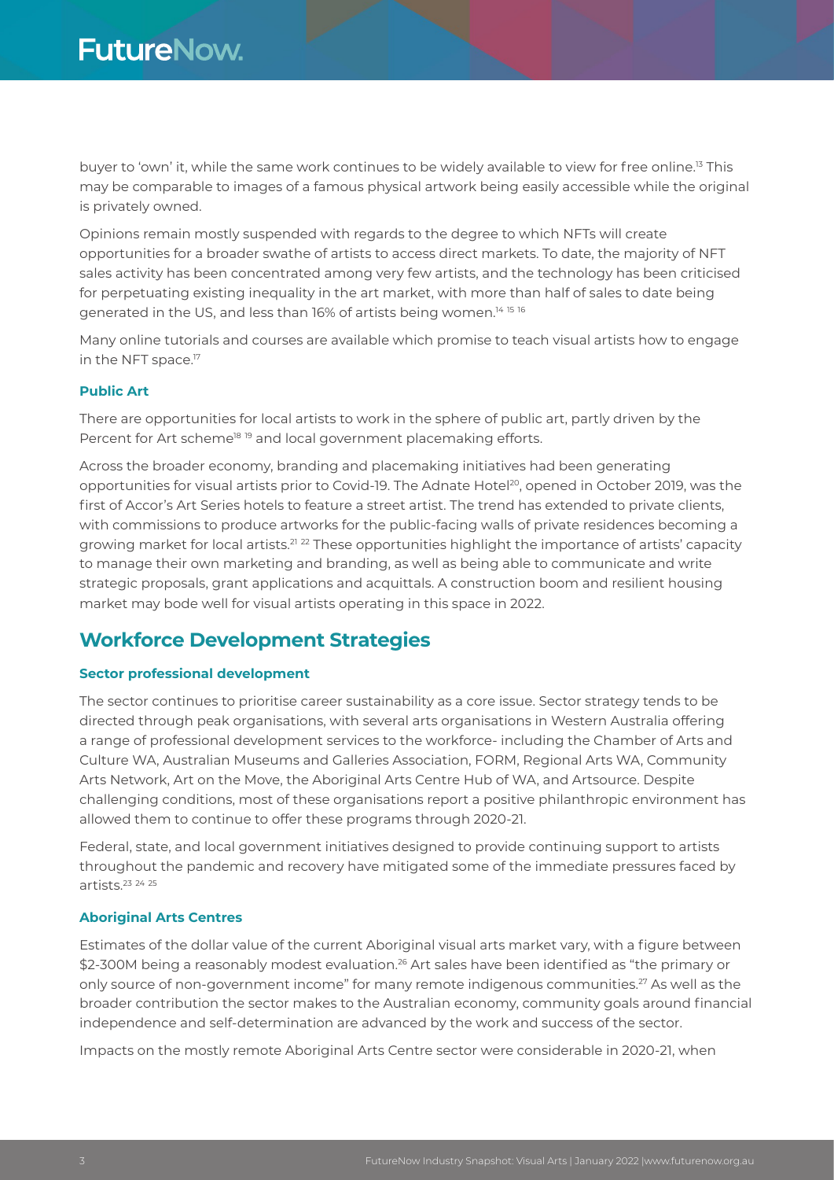buyer to 'own' it, while the same work continues to be widely available to view for free online.[13] This may be comparable to images of a famous physical artwork being easily accessible while the original is privately owned.

Opinions remain mostly suspended with regards to the degree to which NFTs will create opportunities for a broader swathe of artists to access direct markets. To date, the majority of NFT sales activity has been concentrated among very few artists, and the technology has been criticised for perpetuating existing inequality in the art market, with more than half of sales to date being generated in the US, and less than 16% of artists being women.[14 15 16]

Many online tutorials and courses are available which promise to teach visual artists how to engage in the NFT space.[17]

### Public Art

There are opportunities for local artists to work in the sphere of public art, partly driven by the Percent for Art scheme[18 19] and local government placemaking efforts.

Across the broader economy, branding and placemaking initiatives had been generating opportunities for visual artists prior to Covid-19. The Adnate Hotel[20], opened in October 2019, was the first of Accor's Art Series hotels to feature a street artist. The trend has extended to private clients, with commissions to produce artworks for the public-facing walls of private residences becoming a growing market for local artists.[21 22] These opportunities highlight the importance of artists' capacity to manage their own marketing and branding, as well as being able to communicate and write strategic proposals, grant applications and acquittals. A construction boom and resilient housing market may bode well for visual artists operating in this space in 2022.

## Workforce Development Strategies

### Sector professional development

The sector continues to prioritise career sustainability as a core issue. Sector strategy tends to be directed through peak organisations, with several arts organisations in Western Australia offering a range of professional development services to the workforce- including the Chamber of Arts and Culture WA, Australian Museums and Galleries Association, FORM, Regional Arts WA, Community Arts Network, Art on the Move, the Aboriginal Arts Centre Hub of WA, and Artsource. Despite challenging conditions, most of these organisations report a positive philanthropic environment has allowed them to continue to offer these programs through 2020-21.

Federal, state, and local government initiatives designed to provide continuing support to artists throughout the pandemic and recovery have mitigated some of the immediate pressures faced by artists.[23 24 25]

### Aboriginal Arts Centres

Estimates of the dollar value of the current Aboriginal visual arts market vary, with a figure between $2-300M being a reasonably modest evaluation.[26] Art sales have been identified as "the primary or only source of non-government income" for many remote indigenous communities.[27] As well as the broader contribution the sector makes to the Australian economy, community goals around financial independence and self-determination are advanced by the work and success of the sector.

Impacts on the mostly remote Aboriginal Arts Centre sector were considerable in 2020-21, when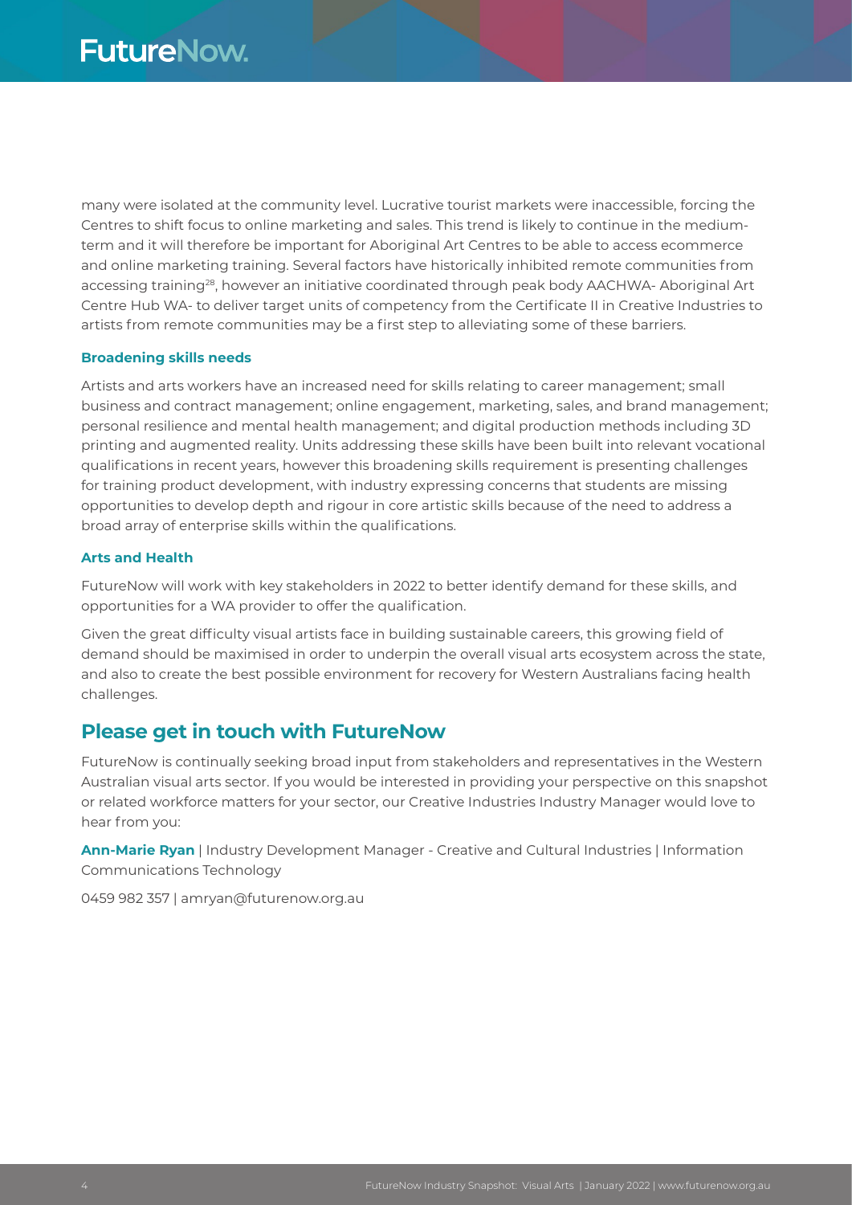many were isolated at the community level. Lucrative tourist markets were inaccessible, forcing the Centres to shift focus to online marketing and sales. This trend is likely to continue in the medium-term and it will therefore be important for Aboriginal Art Centres to be able to access ecommerce and online marketing training. Several factors have historically inhibited remote communities from accessing training[28], however an initiative coordinated through peak body AACHWA- Aboriginal Art Centre Hub WA- to deliver target units of competency from the Certificate II in Creative Industries to artists from remote communities may be a first step to alleviating some of these barriers.

### Broadening skills needs

Artists and arts workers have an increased need for skills relating to career management; small business and contract management; online engagement, marketing, sales, and brand management; personal resilience and mental health management; and digital production methods including 3D printing and augmented reality. Units addressing these skills have been built into relevant vocational qualifications in recent years, however this broadening skills requirement is presenting challenges for training product development, with industry expressing concerns that students are missing opportunities to develop depth and rigour in core artistic skills because of the need to address a broad array of enterprise skills within the qualifications.

### Arts and Health

FutureNow will work with key stakeholders in 2022 to better identify demand for these skills, and opportunities for a WA provider to offer the qualification.

Given the great difficulty visual artists face in building sustainable careers, this growing field of demand should be maximised in order to underpin the overall visual arts ecosystem across the state, and also to create the best possible environment for recovery for Western Australians facing health challenges.

## Please get in touch with FutureNow

FutureNow is continually seeking broad input from stakeholders and representatives in the Western Australian visual arts sector. If you would be interested in providing your perspective on this snapshot or related workforce matters for your sector, our Creative Industries Industry Manager would love to hear from you:

**Ann-Marie Ryan** | Industry Development Manager - Creative and Cultural Industries | Information Communications Technology

0459 982 357 | amryan@futurenow.org.au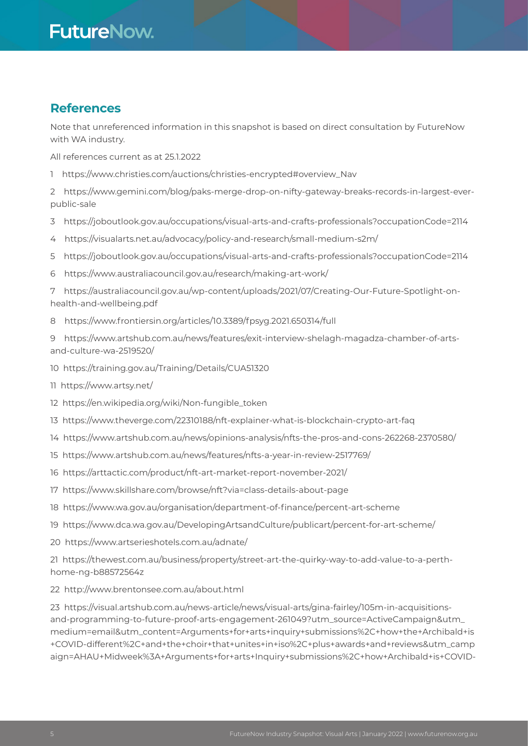## References

Note that unreferenced information in this snapshot is based on direct consultation by FutureNow with WA industry.

All references current as at 25.1.2022

1 https://www.christies.com/auctions/christies-encrypted#overview_Nav

2 https://www.gemini.com/blog/paks-merge-drop-on-nifty-gateway-breaks-records-in-largest-ever-public-sale

3 https://joboutlook.gov.au/occupations/visual-arts-and-crafts-professionals?occupationCode=2114

4 https://visualarts.net.au/advocacy/policy-and-research/small-medium-s2m/

5 https://joboutlook.gov.au/occupations/visual-arts-and-crafts-professionals?occupationCode=2114

6 https://www.australiacouncil.gov.au/research/making-art-work/

7 https://australiacouncil.gov.au/wp-content/uploads/2021/07/Creating-Our-Future-Spotlight-on-health-and-wellbeing.pdf

8 https://www.frontiersin.org/articles/10.3389/fpsyg.2021.650314/full

9 https://www.artshub.com.au/news/features/exit-interview-shelagh-magadza-chamber-of-arts-and-culture-wa-2519520/

10 https://training.gov.au/Training/Details/CUA51320

11 https://www.artsy.net/

12 https://en.wikipedia.org/wiki/Non-fungible_token

13 https://www.theverge.com/22310188/nft-explainer-what-is-blockchain-crypto-art-faq

14 https://www.artshub.com.au/news/opinions-analysis/nfts-the-pros-and-cons-262268-2370580/

15 https://www.artshub.com.au/news/features/nfts-a-year-in-review-2517769/

16 https://arttactic.com/product/nft-art-market-report-november-2021/

17 https://www.skillshare.com/browse/nft?via=class-details-about-page

18 https://www.wa.gov.au/organisation/department-of-finance/percent-art-scheme

19 https://www.dca.wa.gov.au/DevelopingArtsandCulture/publicart/percent-for-art-scheme/

20 https://www.artserieshotels.com.au/adnate/

21 https://thewest.com.au/business/property/street-art-the-quirky-way-to-add-value-to-a-perth-home-ng-b88572564z

22 http://www.brentonsee.com.au/about.html

23 https://visual.artshub.com.au/news-article/news/visual-arts/gina-fairley/105m-in-acquisitions-and-programming-to-future-proof-arts-engagement-261049?utm_source=ActiveCampaign&utm_medium=email&utm_content=Arguments+for+arts+inquiry+submissions%2C+how+the+Archibald+is+COVID-different%2C+and+the+choir+that+unites+in+iso%2C+plus+awards+and+reviews&utm_campaign=AHAU+Midweek%3A+Arguments+for+arts+Inquiry+submissions%2C+how+Archibald+is+COVID-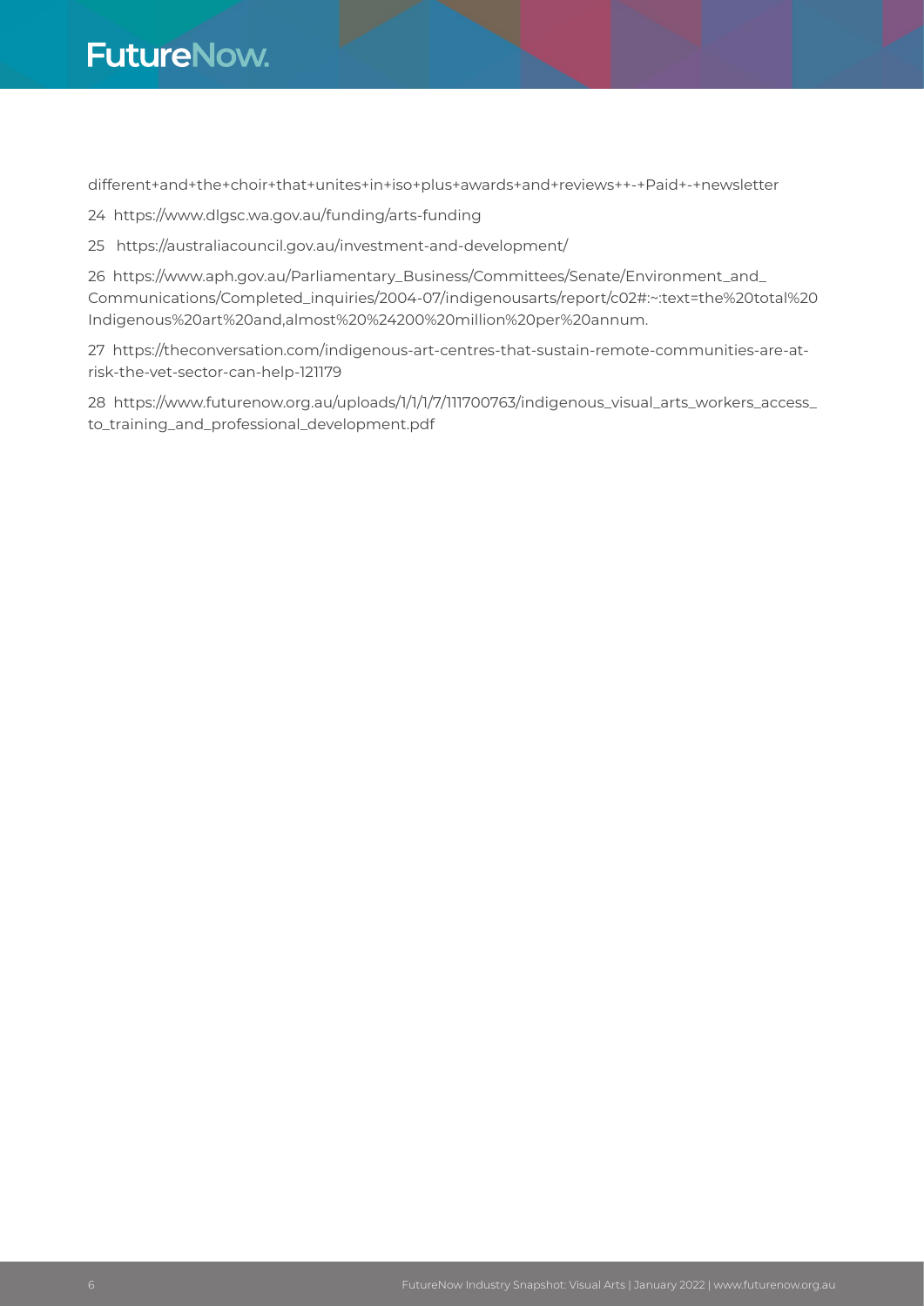different+and+the+choir+that+unites+in+iso+plus+awards+and+reviews++-+Paid+-+newsletter

24 https://www.dlgsc.wa.gov.au/funding/arts-funding

25 https://australiacouncil.gov.au/investment-and-development/

26 https://www.aph.gov.au/Parliamentary_Business/Committees/Senate/Environment_and_Communications/Completed_inquiries/2004-07/indigenousarts/report/c02#:~:text=the%20total%20Indigenous%20art%20and,almost%20%24200%20million%20per%20annum.

27 https://theconversation.com/indigenous-art-centres-that-sustain-remote-communities-are-at-risk-the-vet-sector-can-help-121179

28 https://www.futurenow.org.au/uploads/1/1/1/7/111700763/indigenous_visual_arts_workers_access_to_training_and_professional_development.pdf